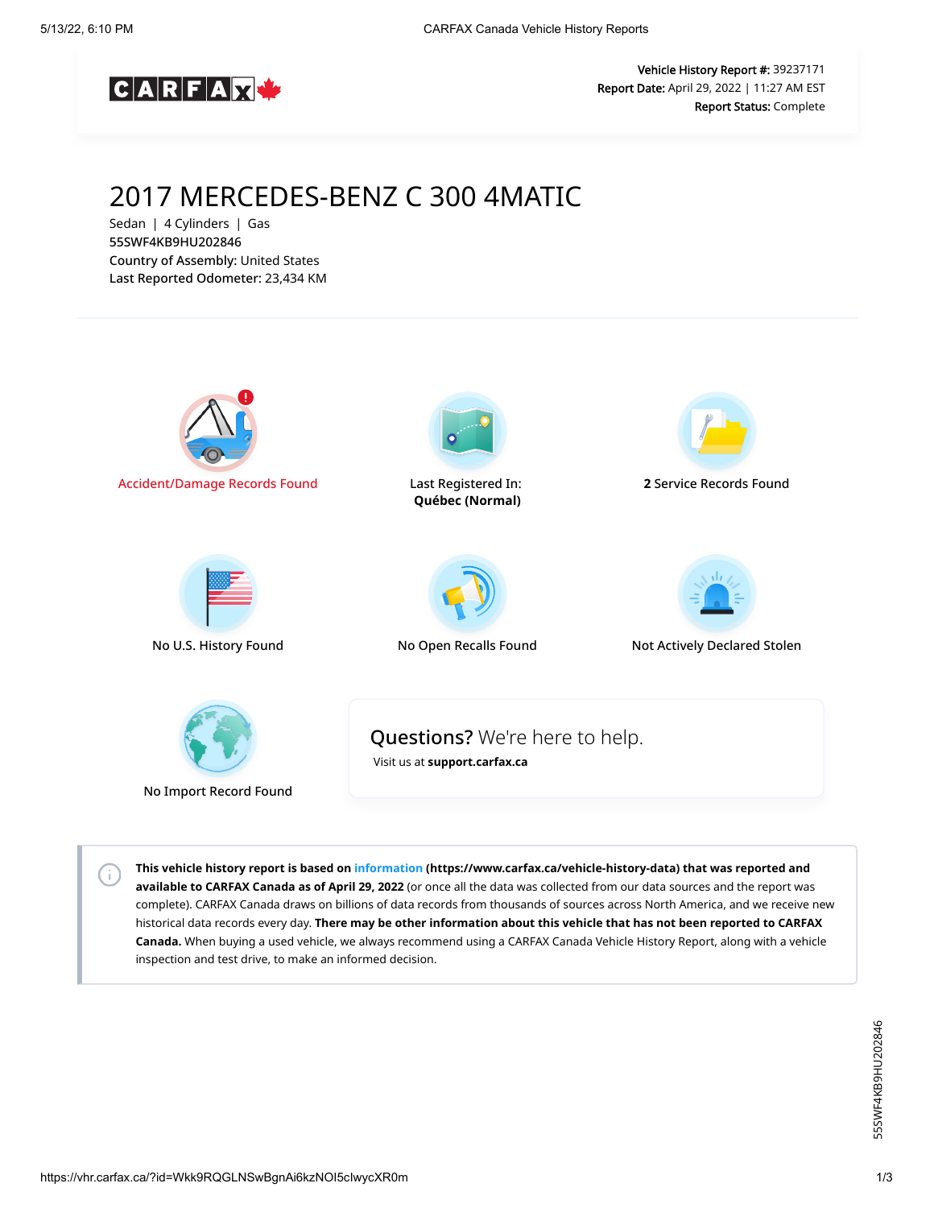CARFAX Canada

**Vehicle History Report #:** 39237171
**Report Date:** April 29, 2022 | 11:27 AM EST
**Report Status:** Complete

# 2017 MERCEDES-BENZ C 300 4MATIC

Sedan | 4 Cylinders | Gas
55SWF4KB9HU202846
**Country of Assembly:** United States
**Last Reported Odometer:** 23,434 KM

Accident/Damage Records Found

Last Registered In:
**Québec (Normal)**

**2** Service Records Found

No U.S. History Found

No Open Recalls Found

Not Actively Declared Stolen

No Import Record Found

**Questions?** We're here to help.
Visit us at **support.carfax.ca**

**This vehicle history report is based on information (https://www.carfax.ca/vehicle-history-data) that was reported and available to CARFAX Canada as of April 29, 2022** (or once all the data was collected from our data sources and the report was complete). CARFAX Canada draws on billions of data records from thousands of sources across North America, and we receive new historical data records every day. **There may be other information about this vehicle that has not been reported to CARFAX Canada.** When buying a used vehicle, we always recommend using a CARFAX Canada Vehicle History Report, along with a vehicle inspection and test drive, to make an informed decision.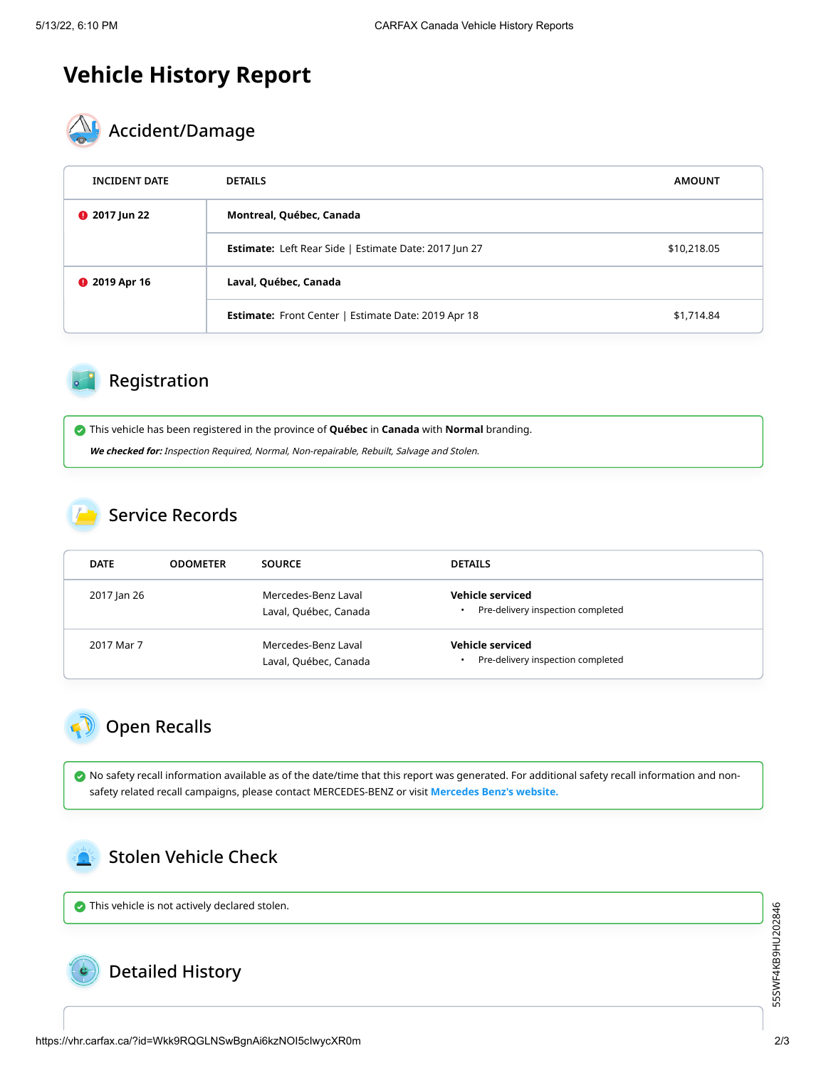# Vehicle History Report

## Accident/Damage

| INCIDENT DATE | DETAILS | AMOUNT |
|---|---|---|
| 2017 Jun 22 | **Montreal, Québec, Canada** | |
| | **Estimate:** Left Rear Side \| Estimate Date: 2017 Jun 27 | $10,218.05 |
| 2019 Apr 16 | **Laval, Québec, Canada** | |
| | **Estimate:** Front Center \| Estimate Date: 2019 Apr 18 | $1,714.84 |

## Registration

This vehicle has been registered in the province of **Québec** in **Canada** with **Normal** branding.

***We checked for:*** *Inspection Required, Normal, Non-repairable, Rebuilt, Salvage and Stolen.*

## Service Records

| DATE | ODOMETER | SOURCE | DETAILS |
|---|---|---|---|
| 2017 Jan 26 | | Mercedes-Benz Laval<br>Laval, Québec, Canada | **Vehicle serviced**<br>• Pre-delivery inspection completed |
| 2017 Mar 7 | | Mercedes-Benz Laval<br>Laval, Québec, Canada | **Vehicle serviced**<br>• Pre-delivery inspection completed |

## Open Recalls

No safety recall information available as of the date/time that this report was generated. For additional safety recall information and non-safety related recall campaigns, please contact MERCEDES-BENZ or visit **Mercedes Benz's website.**

## Stolen Vehicle Check

This vehicle is not actively declared stolen.

## Detailed History

55SWF4KB9HU202846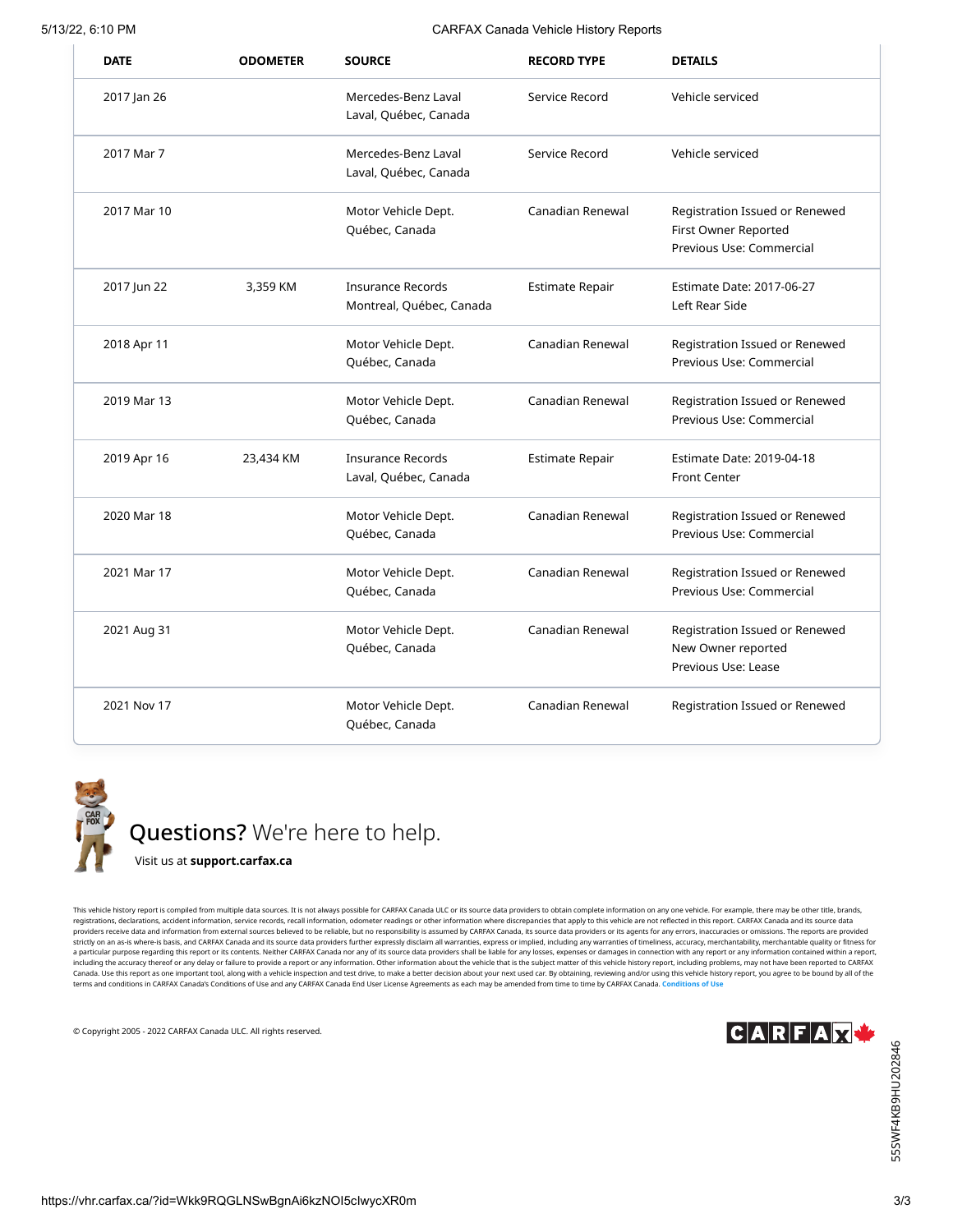| DATE | ODOMETER | SOURCE | RECORD TYPE | DETAILS |
|---|---|---|---|---|
| 2017 Jan 26 | | Mercedes-Benz Laval<br>Laval, Québec, Canada | Service Record | Vehicle serviced |
| 2017 Mar 7 | | Mercedes-Benz Laval<br>Laval, Québec, Canada | Service Record | Vehicle serviced |
| 2017 Mar 10 | | Motor Vehicle Dept.<br>Québec, Canada | Canadian Renewal | Registration Issued or Renewed<br>First Owner Reported<br>Previous Use: Commercial |
| 2017 Jun 22 | 3,359 KM | Insurance Records<br>Montreal, Québec, Canada | Estimate Repair | Estimate Date: 2017-06-27<br>Left Rear Side |
| 2018 Apr 11 | | Motor Vehicle Dept.<br>Québec, Canada | Canadian Renewal | Registration Issued or Renewed<br>Previous Use: Commercial |
| 2019 Mar 13 | | Motor Vehicle Dept.<br>Québec, Canada | Canadian Renewal | Registration Issued or Renewed<br>Previous Use: Commercial |
| 2019 Apr 16 | 23,434 KM | Insurance Records<br>Laval, Québec, Canada | Estimate Repair | Estimate Date: 2019-04-18<br>Front Center |
| 2020 Mar 18 | | Motor Vehicle Dept.<br>Québec, Canada | Canadian Renewal | Registration Issued or Renewed<br>Previous Use: Commercial |
| 2021 Mar 17 | | Motor Vehicle Dept.<br>Québec, Canada | Canadian Renewal | Registration Issued or Renewed<br>Previous Use: Commercial |
| 2021 Aug 31 | | Motor Vehicle Dept.<br>Québec, Canada | Canadian Renewal | Registration Issued or Renewed<br>New Owner reported<br>Previous Use: Lease |
| 2021 Nov 17 | | Motor Vehicle Dept.<br>Québec, Canada | Canadian Renewal | Registration Issued or Renewed |

## **Questions?** We're here to help.

Visit us at **support.carfax.ca**

This vehicle history report is compiled from multiple data sources. It is not always possible for CARFAX Canada ULC or its source data providers to obtain complete information on any one vehicle. For example, there may be other title, brands, registrations, declarations, accident information, service records, recall information, odometer readings or other information where discrepancies that apply to this vehicle are not reflected in this report. CARFAX Canada and its source data providers receive data and information from external sources believed to be reliable, but no responsibility is assumed by CARFAX Canada, its source data providers or its agents for any errors, inaccuracies or omissions. The reports are provided strictly on an as-is where-is basis, and CARFAX Canada and its source data providers further expressly disclaim all warranties, express or implied, including any warranties of timeliness, accuracy, merchantability, merchantable quality or fitness for a particular purpose regarding this report or its contents. Neither CARFAX Canada nor any of its source data providers shall be liable for any losses, expenses or damages in connection with any report or any information contained within a report, including the accuracy thereof or any delay or failure to provide a report or any information. Other information about the vehicle that is the subject matter of this vehicle history report, including problems, may not have been reported to CARFAX Canada. Use this report as one important tool, along with a vehicle inspection and test drive, to make a better decision about your next used car. By obtaining, reviewing and/or using this vehicle history report, you agree to be bound by all of the terms and conditions in CARFAX Canada's Conditions of Use and any CARFAX Canada End User License Agreements as each may be amended from time to time by CARFAX Canada. Conditions of Use

© Copyright 2005 - 2022 CARFAX Canada ULC. All rights reserved.

55SWF4KB9HU202846